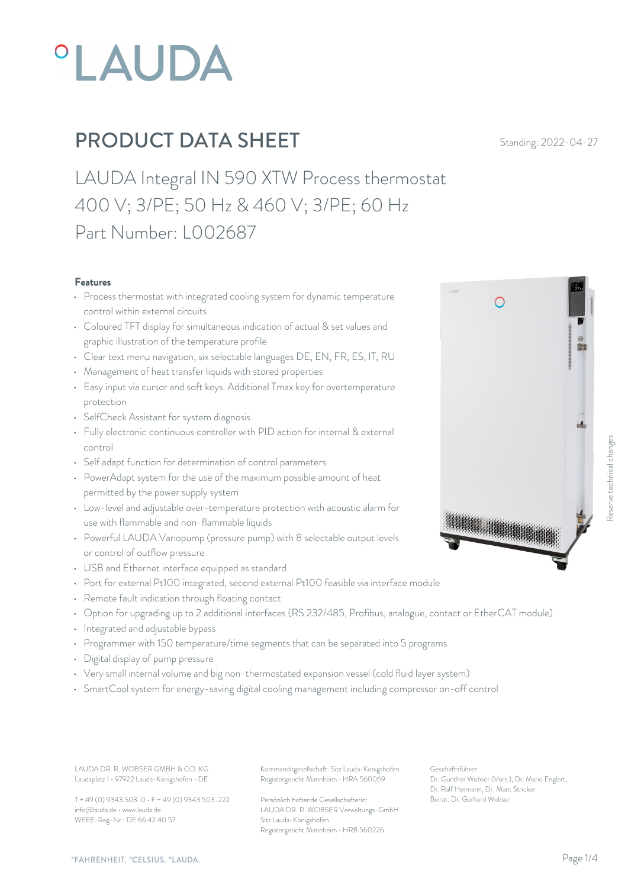# °LAUDA

## PRODUCT DATA SHEET

Standing: 2022-04-27

LAUDA Integral IN 590 XTW Process thermostat
400 V; 3/PE; 50 Hz & 460 V; 3/PE; 60 Hz
Part Number: L002687

### Features

- Process thermostat with integrated cooling system for dynamic temperature control within external circuits
- Coloured TFT display for simultaneous indication of actual & set values and graphic illustration of the temperature profile
- Clear text menu navigation, six selectable languages DE, EN, FR, ES, IT, RU
- Management of heat transfer liquids with stored properties
- Easy input via cursor and soft keys. Additional Tmax key for overtemperature protection
- SelfCheck Assistant for system diagnosis
- Fully electronic continuous controller with PID action for internal & external control
- Self adapt function for determination of control parameters
- PowerAdapt system for the use of the maximum possible amount of heat permitted by the power supply system
- Low-level and adjustable over-temperature protection with acoustic alarm for use with flammable and non-flammable liquids
- Powerful LAUDA Variopump (pressure pump) with 8 selectable output levels or control of outflow pressure
- USB and Ethernet interface equipped as standard
- Port for external Pt100 integrated, second external Pt100 feasible via interface module
- Remote fault indication through floating contact
- Option for upgrading up to 2 additional interfaces (RS 232/485, Profibus, analogue, contact or EtherCAT module)
- Integrated and adjustable bypass
- Programmer with 150 temperature/time segments that can be separated into 5 programs
- Digital display of pump pressure
- Very small internal volume and big non-thermostated expansion vessel (cold fluid layer system)
- SmartCool system for energy-saving digital cooling management including compressor on-off control

Reserve technical changes

LAUDA DR. R. WOBSER GMBH & CO. KG
Laudaplatz 1 • 97922 Lauda-Königshofen • DE

T + 49 (0) 9343 503-0 • F + 49 (0) 9343 503-222
info@lauda.de • www.lauda.de
WEEE-Reg-Nr.: DE 66 42 40 57

Kommanditgesellschaft: Sitz Lauda-Königshofen
Registergericht Mannheim • HRA 560069

Persönlich haftende Gesellschafterin:
LAUDA DR. R. WOBSER Verwaltungs-GmbH
Sitz Lauda-Königshofen
Registergericht Mannheim • HRB 560226

Geschäftsführer:
Dr. Gunther Wobser (Vors.), Dr. Mario Englert, Dr. Ralf Hermann, Dr. Marc Stricker
Beirat: Dr. Gerhard Wobser

°FAHRENHEIT. °CELSIUS. °LAUDA.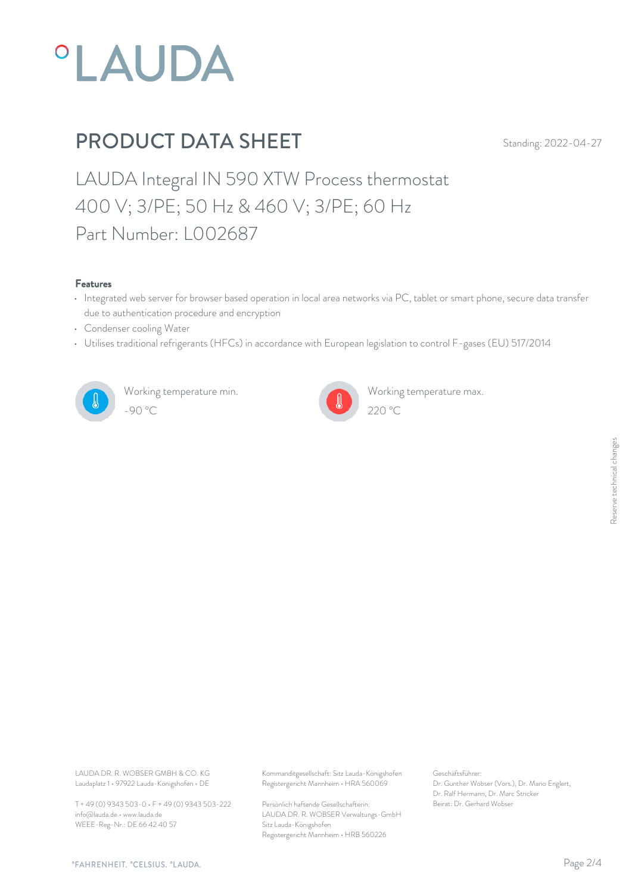# PRODUCT DATA SHEET

Standing: 2022-04-27

## LAUDA Integral IN 590 XTW Process thermostat
## 400 V; 3/PE; 50 Hz & 460 V; 3/PE; 60 Hz
## Part Number: L002687

### Features

- Integrated web server for browser based operation in local area networks via PC, tablet or smart phone, secure data transfer due to authentication procedure and encryption
- Condenser cooling Water
- Utilises traditional refrigerants (HFCs) in accordance with European legislation to control F-gases (EU) 517/2014

Working temperature min.
-90 °C

Working temperature max.
220 °C

Reserve technical changes

LAUDA DR. R. WOBSER GMBH & CO. KG
Laudaplatz 1 • 97922 Lauda-Königshofen • DE

T + 49 (0) 9343 503-0 • F + 49 (0) 9343 503-222
info@lauda.de • www.lauda.de
WEEE-Reg-Nr.: DE 66 42 40 57

Kommanditgesellschaft: Sitz Lauda-Königshofen
Registergericht Mannheim • HRA 560069

Persönlich haftende Gesellschafterin:
LAUDA DR. R. WOBSER Verwaltungs-GmbH
Sitz Lauda-Königshofen
Registergericht Mannheim • HRB 560226

Geschäftsführer:
Dr. Gunther Wobser (Vors.), Dr. Mario Englert,
Dr. Ralf Hermann, Dr. Marc Stricker
Beirat: Dr. Gerhard Wobser

°FAHRENHEIT. °CELSIUS. °LAUDA.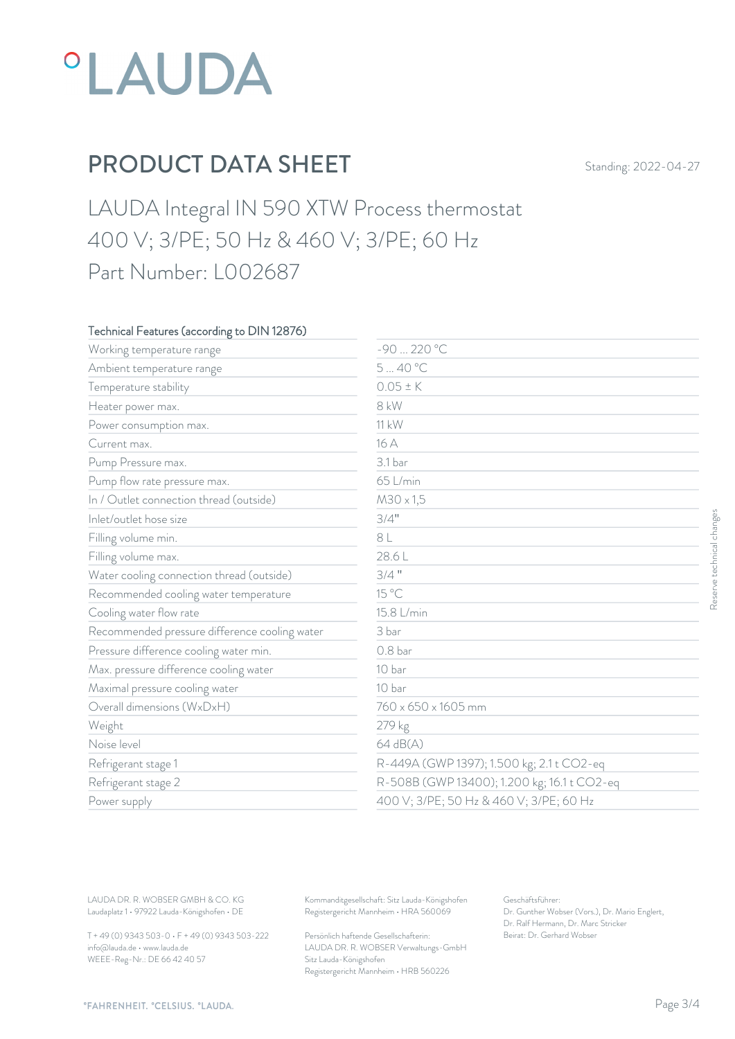°LAUDA

# PRODUCT DATA SHEET

Standing: 2022-04-27

## LAUDA Integral IN 590 XTW Process thermostat 400 V; 3/PE; 50 Hz & 460 V; 3/PE; 60 Hz Part Number: L002687

| Technical Features (according to DIN 12876) | |
|---|---|
| Working temperature range | -90 ... 220 °C |
| Ambient temperature range | 5 ... 40 °C |
| Temperature stability | 0.05 ± K |
| Heater power max. | 8 kW |
| Power consumption max. | 11 kW |
| Current max. | 16 A |
| Pump Pressure max. | 3.1 bar |
| Pump flow rate pressure max. | 65 L/min |
| In / Outlet connection thread (outside) | M30 x 1,5 |
| Inlet/outlet hose size | 3/4" |
| Filling volume min. | 8 L |
| Filling volume max. | 28.6 L |
| Water cooling connection thread (outside) | 3/4 " |
| Recommended cooling water temperature | 15 °C |
| Cooling water flow rate | 15.8 L/min |
| Recommended pressure difference cooling water | 3 bar |
| Pressure difference cooling water min. | 0.8 bar |
| Max. pressure difference cooling water | 10 bar |
| Maximal pressure cooling water | 10 bar |
| Overall dimensions (WxDxH) | 760 x 650 x 1605 mm |
| Weight | 279 kg |
| Noise level | 64 dB(A) |
| Refrigerant stage 1 | R-449A (GWP 1397); 1.500 kg; 2.1 t CO2-eq |
| Refrigerant stage 2 | R-508B (GWP 13400); 1.200 kg; 16.1 t CO2-eq |
| Power supply | 400 V; 3/PE; 50 Hz & 460 V; 3/PE; 60 Hz |

Reserve technical changes

LAUDA DR. R. WOBSER GMBH & CO. KG
Laudaplatz 1 • 97922 Lauda-Königshofen • DE

T + 49 (0) 9343 503-0 • F + 49 (0) 9343 503-222
info@lauda.de • www.lauda.de
WEEE-Reg-Nr.: DE 66 42 40 57

Kommanditgesellschaft: Sitz Lauda-Königshofen
Registergericht Mannheim • HRA 560069

Persönlich haftende Gesellschafterin:
LAUDA DR. R. WOBSER Verwaltungs-GmbH
Sitz Lauda-Königshofen
Registergericht Mannheim • HRB 560226

Geschäftsführer:
Dr. Gunther Wobser (Vors.), Dr. Mario Englert, Dr. Ralf Hermann, Dr. Marc Stricker
Beirat: Dr. Gerhard Wobser

°FAHRENHEIT. °CELSIUS. °LAUDA.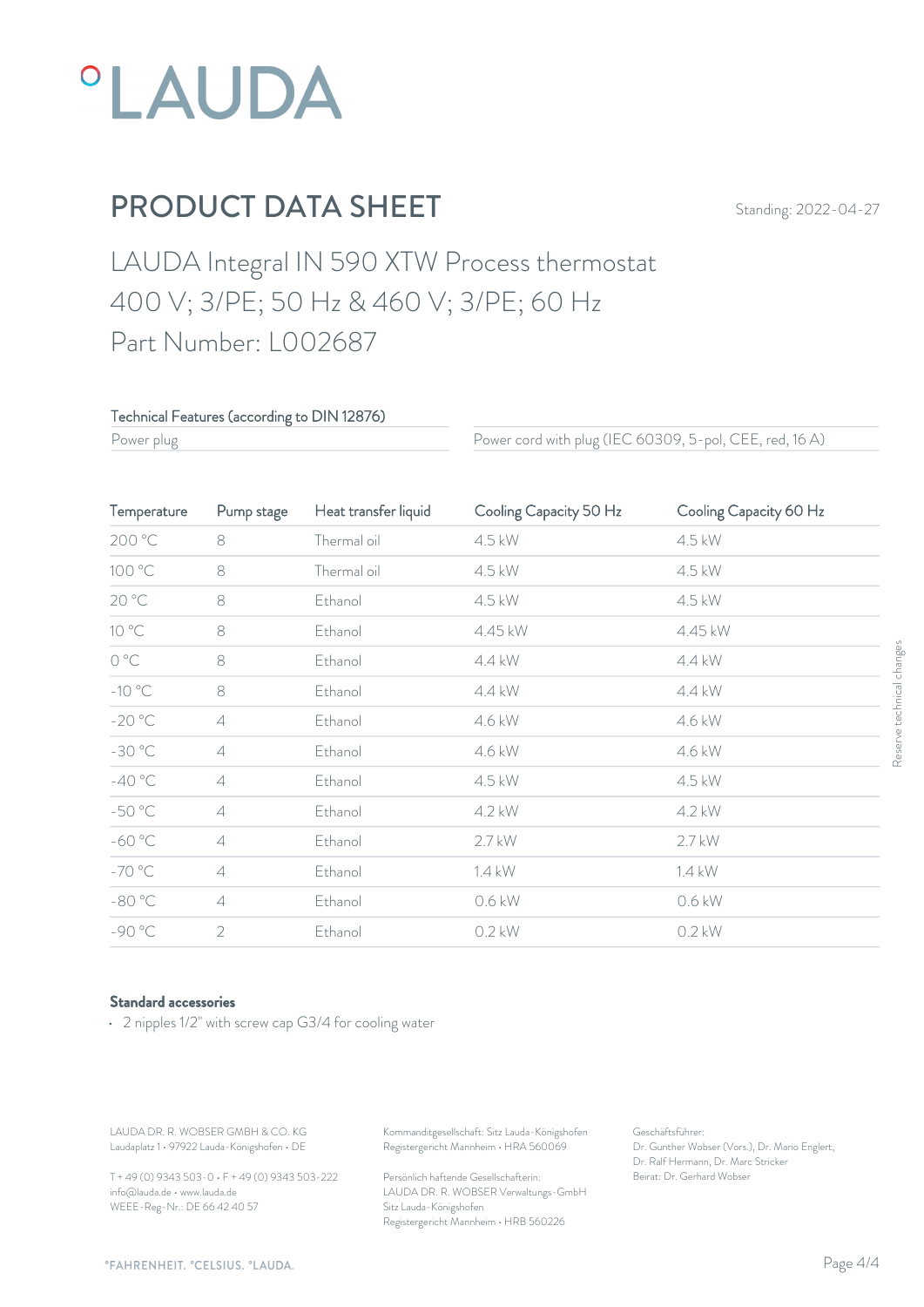# PRODUCT DATA SHEET

Standing: 2022-04-27

## LAUDA Integral IN 590 XTW Process thermostat
## 400 V; 3/PE; 50 Hz & 460 V; 3/PE; 60 Hz
## Part Number: L002687

### Technical Features (according to DIN 12876)

| | |
|---|---|
| Power plug | Power cord with plug (IEC 60309, 5-pol, CEE, red, 16 A) |

| Temperature | Pump stage | Heat transfer liquid | Cooling Capacity 50 Hz | Cooling Capacity 60 Hz |
|---|---|---|---|---|
| 200 °C | 8 | Thermal oil | 4.5 kW | 4.5 kW |
| 100 °C | 8 | Thermal oil | 4.5 kW | 4.5 kW |
| 20 °C | 8 | Ethanol | 4.5 kW | 4.5 kW |
| 10 °C | 8 | Ethanol | 4.45 kW | 4.45 kW |
| 0 °C | 8 | Ethanol | 4.4 kW | 4.4 kW |
| -10 °C | 8 | Ethanol | 4.4 kW | 4.4 kW |
| -20 °C | 4 | Ethanol | 4.6 kW | 4.6 kW |
| -30 °C | 4 | Ethanol | 4.6 kW | 4.6 kW |
| -40 °C | 4 | Ethanol | 4.5 kW | 4.5 kW |
| -50 °C | 4 | Ethanol | 4.2 kW | 4.2 kW |
| -60 °C | 4 | Ethanol | 2.7 kW | 2.7 kW |
| -70 °C | 4 | Ethanol | 1.4 kW | 1.4 kW |
| -80 °C | 4 | Ethanol | 0.6 kW | 0.6 kW |
| -90 °C | 2 | Ethanol | 0.2 kW | 0.2 kW |

Reserve technical changes

### Standard accessories

- 2 nipples 1/2" with screw cap G3/4 for cooling water

LAUDA DR. R. WOBSER GMBH & CO. KG
Laudaplatz 1 • 97922 Lauda-Königshofen • DE

T + 49 (0) 9343 503-0 • F + 49 (0) 9343 503-222
info@lauda.de • www.lauda.de
WEEE-Reg-Nr.: DE 66 42 40 57

Kommanditgesellschaft: Sitz Lauda-Königshofen
Registergericht Mannheim • HRA 560069

Persönlich haftende Gesellschafterin:
LAUDA DR. R. WOBSER Verwaltungs-GmbH
Sitz Lauda-Königshofen
Registergericht Mannheim • HRB 560226

Geschäftsführer:
Dr. Gunther Wobser (Vors.), Dr. Mario Englert, Dr. Ralf Hermann, Dr. Marc Stricker
Beirat: Dr. Gerhard Wobser

°FAHRENHEIT. °CELSIUS. °LAUDA.